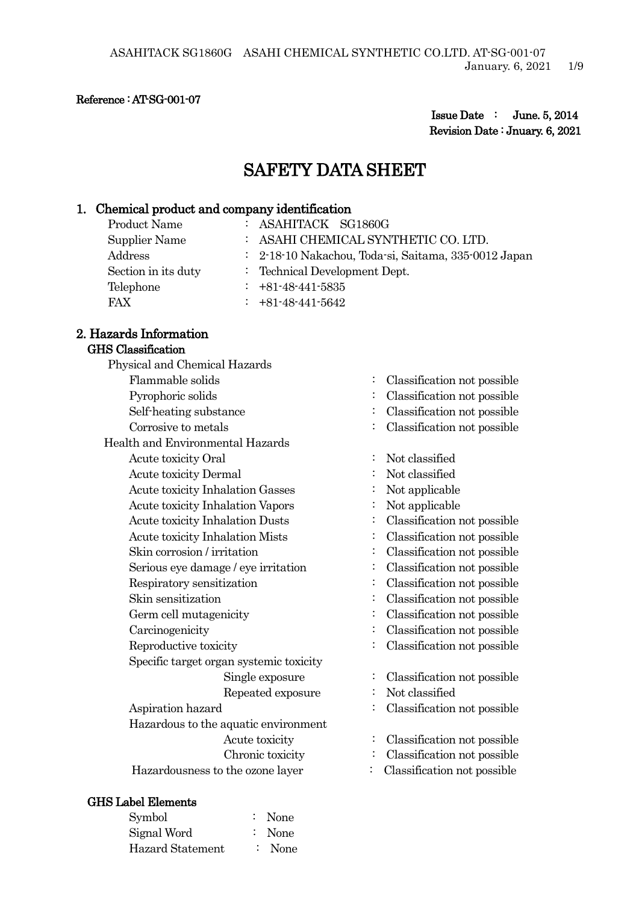Reference : AT-SG-001-07

Issue Date : June. 5, 2014
Revision Date : Jnuary. 6, 2021

# SAFETY DATA SHEET

## 1. Chemical product and company identification

| | |
|---|---|
| Product Name | : ASAHITACK SG1860G |
| Supplier Name | : ASAHI CHEMICAL SYNTHETIC CO. LTD. |
| Address | : 2-18-10 Nakachou, Toda-si, Saitama, 335-0012 Japan |
| Section in its duty | : Technical Development Dept. |
| Telephone | : +81-48-441-5835 |
| FAX | : +81-48-441-5642 |

## 2. Hazards Information

### GHS Classification

Physical and Chemical Hazards

| | |
|---|---|
| Flammable solids | : Classification not possible |
| Pyrophoric solids | : Classification not possible |
| Self-heating substance | : Classification not possible |
| Corrosive to metals | : Classification not possible |

Health and Environmental Hazards

| | |
|---|---|
| Acute toxicity Oral | : Not classified |
| Acute toxicity Dermal | : Not classified |
| Acute toxicity Inhalation Gasses | : Not applicable |
| Acute toxicity Inhalation Vapors | : Not applicable |
| Acute toxicity Inhalation Dusts | : Classification not possible |
| Acute toxicity Inhalation Mists | : Classification not possible |
| Skin corrosion / irritation | : Classification not possible |
| Serious eye damage / eye irritation | : Classification not possible |
| Respiratory sensitization | : Classification not possible |
| Skin sensitization | : Classification not possible |
| Germ cell mutagenicity | : Classification not possible |
| Carcinogenicity | : Classification not possible |
| Reproductive toxicity | : Classification not possible |
| Specific target organ systemic toxicity | |
| Single exposure | : Classification not possible |
| Repeated exposure | : Not classified |
| Aspiration hazard | : Classification not possible |
| Hazardous to the aquatic environment | |
| Acute toxicity | : Classification not possible |
| Chronic toxicity | : Classification not possible |
| Hazardousness to the ozone layer | : Classification not possible |

### GHS Label Elements

| | |
|---|---|
| Symbol | : None |
| Signal Word | : None |
| Hazard Statement | : None |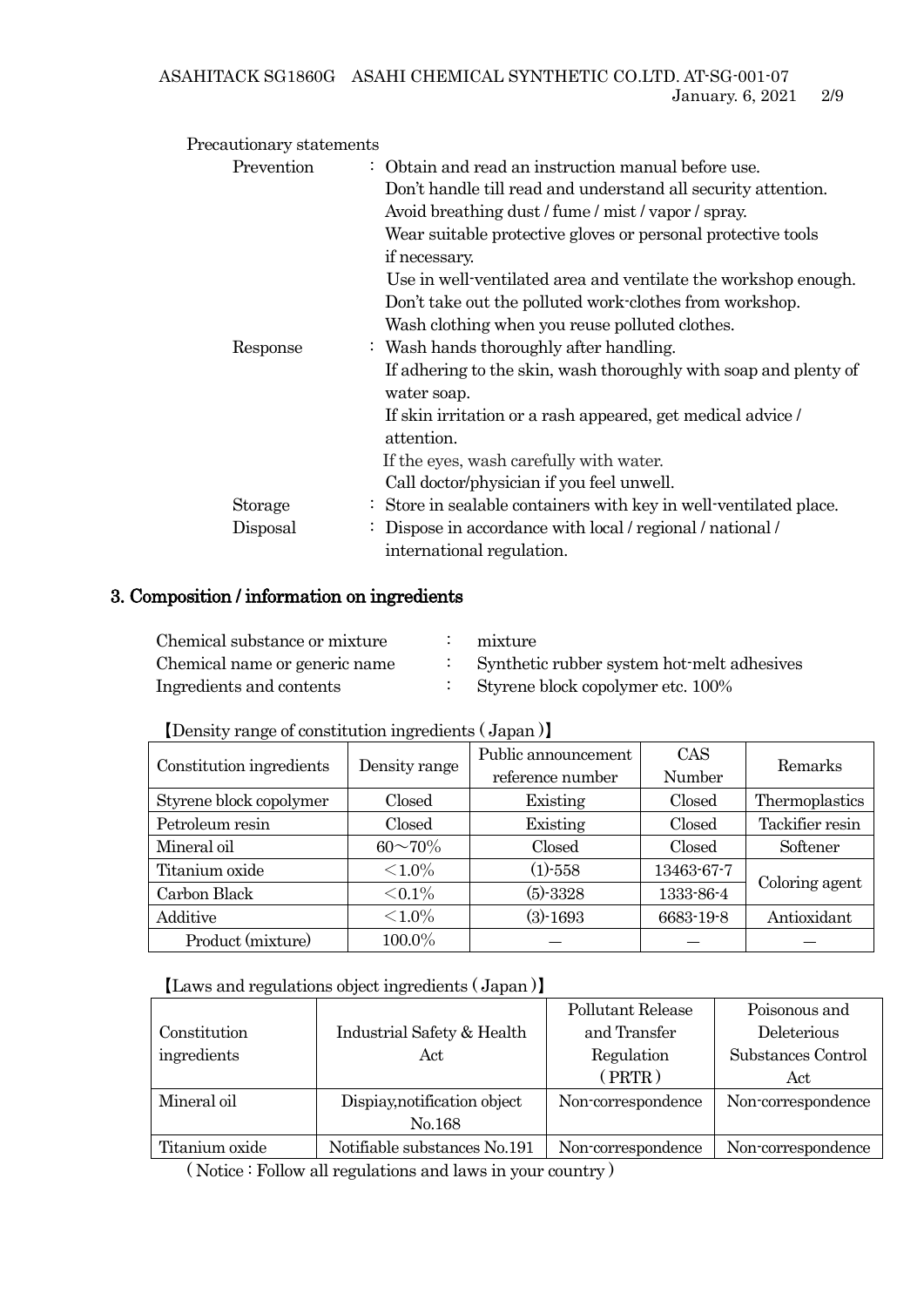Precautionary statements

| | |
|---|---|
| Prevention | : Obtain and read an instruction manual before use.<br>Don't handle till read and understand all security attention.<br>Avoid breathing dust / fume / mist / vapor / spray.<br>Wear suitable protective gloves or personal protective tools if necessary.<br>Use in well-ventilated area and ventilate the workshop enough.<br>Don't take out the polluted work-clothes from workshop.<br>Wash clothing when you reuse polluted clothes. |
| Response | : Wash hands thoroughly after handling.<br>If adhering to the skin, wash thoroughly with soap and plenty of water soap.<br>If skin irritation or a rash appeared, get medical advice / attention.<br>If the eyes, wash carefully with water.<br>Call doctor/physician if you feel unwell. |
| Storage | : Store in sealable containers with key in well-ventilated place. |
| Disposal | : Dispose in accordance with local / regional / national / international regulation. |

## 3. Composition / information on ingredients

Chemical substance or mixture : mixture

Chemical name or generic name : Synthetic rubber system hot-melt adhesives

Ingredients and contents : Styrene block copolymer etc. 100%

【Density range of constitution ingredients ( Japan )】

| Constitution ingredients | Density range | Public announcement reference number | CAS Number | Remarks |
|---|---|---|---|---|
| Styrene block copolymer | Closed | Existing | Closed | Thermoplastics |
| Petroleum resin | Closed | Existing | Closed | Tackifier resin |
| Mineral oil | 60～70% | Closed | Closed | Softener |
| Titanium oxide | ＜1.0% | (1)-558 | 13463-67-7 | Coloring agent |
| Carbon Black | ＜0.1% | (5)-3328 | 1333-86-4 | |
| Additive | ＜1.0% | (3)-1693 | 6683-19-8 | Antioxidant |
| Product (mixture) | 100.0% | — | — | — |

【Laws and regulations object ingredients ( Japan )】

| Constitution ingredients | Industrial Safety & Health Act | Pollutant Release and Transfer Regulation ( PRTR ) | Poisonous and Deleterious Substances Control Act |
|---|---|---|---|
| Mineral oil | Dispiay,notification object No.168 | Non-correspondence | Non-correspondence |
| Titanium oxide | Notifiable substances No.191 | Non-correspondence | Non-correspondence |

( Notice : Follow all regulations and laws in your country )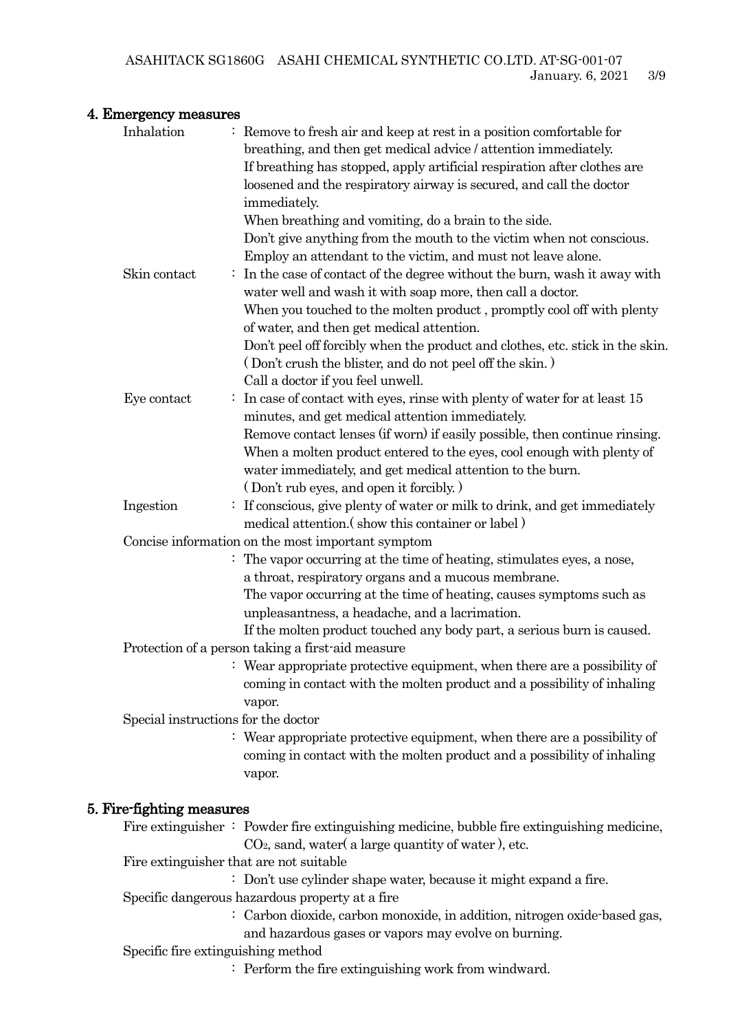## 4. Emergency measures

**Inhalation** : Remove to fresh air and keep at rest in a position comfortable for breathing, and then get medical advice / attention immediately.
If breathing has stopped, apply artificial respiration after clothes are loosened and the respiratory airway is secured, and call the doctor immediately.
When breathing and vomiting, do a brain to the side.
Don't give anything from the mouth to the victim when not conscious.
Employ an attendant to the victim, and must not leave alone.

**Skin contact** : In the case of contact of the degree without the burn, wash it away with water well and wash it with soap more, then call a doctor.
When you touched to the molten product , promptly cool off with plenty of water, and then get medical attention.
Don't peel off forcibly when the product and clothes, etc. stick in the skin.
( Don't crush the blister, and do not peel off the skin. )
Call a doctor if you feel unwell.

**Eye contact** : In case of contact with eyes, rinse with plenty of water for at least 15 minutes, and get medical attention immediately.
Remove contact lenses (if worn) if easily possible, then continue rinsing.
When a molten product entered to the eyes, cool enough with plenty of water immediately, and get medical attention to the burn.
( Don't rub eyes, and open it forcibly. )

**Ingestion** : If conscious, give plenty of water or milk to drink, and get immediately medical attention.( show this container or label )

**Concise information on the most important symptom**
: The vapor occurring at the time of heating, stimulates eyes, a nose, a throat, respiratory organs and a mucous membrane.
The vapor occurring at the time of heating, causes symptoms such as unpleasantness, a headache, and a lacrimation.
If the molten product touched any body part, a serious burn is caused.

**Protection of a person taking a first-aid measure**
: Wear appropriate protective equipment, when there are a possibility of coming in contact with the molten product and a possibility of inhaling vapor.

**Special instructions for the doctor**
: Wear appropriate protective equipment, when there are a possibility of coming in contact with the molten product and a possibility of inhaling vapor.

## 5. Fire-fighting measures

**Fire extinguisher** : Powder fire extinguishing medicine, bubble fire extinguishing medicine, $CO_2$, sand, water( a large quantity of water ), etc.

**Fire extinguisher that are not suitable**
: Don't use cylinder shape water, because it might expand a fire.

**Specific dangerous hazardous property at a fire**
: Carbon dioxide, carbon monoxide, in addition, nitrogen oxide-based gas, and hazardous gases or vapors may evolve on burning.

**Specific fire extinguishing method**
: Perform the fire extinguishing work from windward.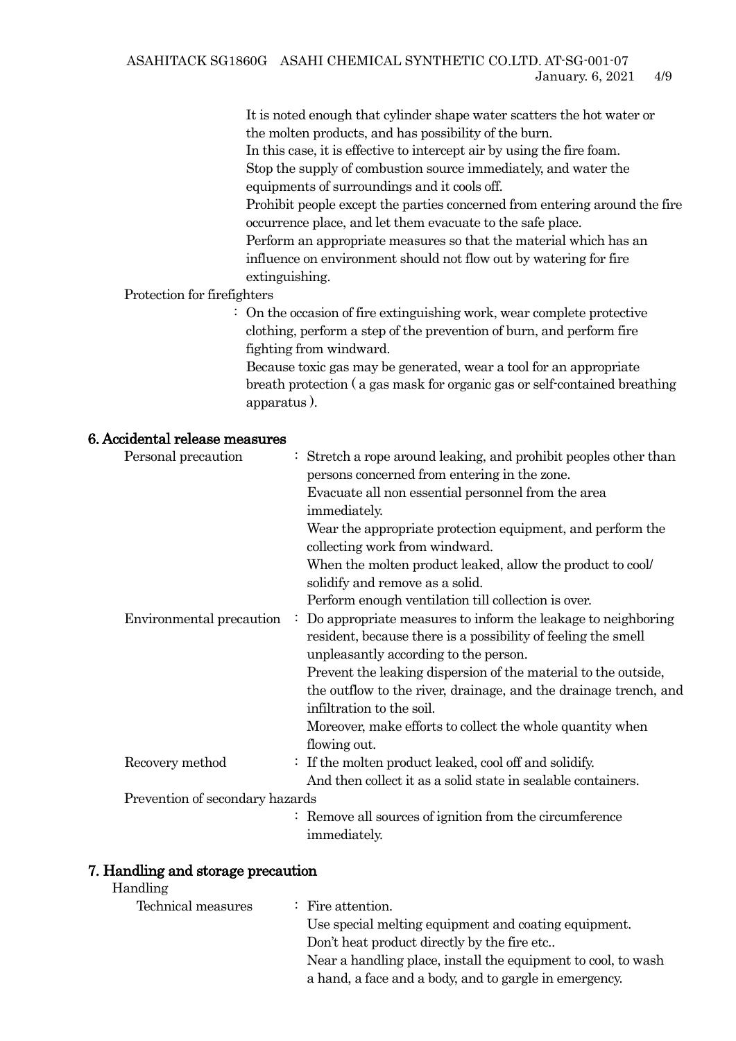It is noted enough that cylinder shape water scatters the hot water or the molten products, and has possibility of the burn.
In this case, it is effective to intercept air by using the fire foam.
Stop the supply of combustion source immediately, and water the equipments of surroundings and it cools off.
Prohibit people except the parties concerned from entering around the fire occurrence place, and let them evacuate to the safe place.
Perform an appropriate measures so that the material which has an influence on environment should not flow out by watering for fire extinguishing.

Protection for firefighters
: On the occasion of fire extinguishing work, wear complete protective clothing, perform a step of the prevention of burn, and perform fire fighting from windward.
Because toxic gas may be generated, wear a tool for an appropriate breath protection ( a gas mask for organic gas or self-contained breathing apparatus ).

## 6. Accidental release measures

Personal precaution : Stretch a rope around leaking, and prohibit peoples other than persons concerned from entering in the zone.
Evacuate all non essential personnel from the area immediately.
Wear the appropriate protection equipment, and perform the collecting work from windward.
When the molten product leaked, allow the product to cool/ solidify and remove as a solid.
Perform enough ventilation till collection is over.

Environmental precaution : Do appropriate measures to inform the leakage to neighboring resident, because there is a possibility of feeling the smell unpleasantly according to the person.
Prevent the leaking dispersion of the material to the outside, the outflow to the river, drainage, and the drainage trench, and infiltration to the soil.
Moreover, make efforts to collect the whole quantity when flowing out.

Recovery method : If the molten product leaked, cool off and solidify.
And then collect it as a solid state in sealable containers.

Prevention of secondary hazards
: Remove all sources of ignition from the circumference immediately.

## 7. Handling and storage precaution

Handling

Technical measures : Fire attention.
Use special melting equipment and coating equipment.
Don't heat product directly by the fire etc..
Near a handling place, install the equipment to cool, to wash a hand, a face and a body, and to gargle in emergency.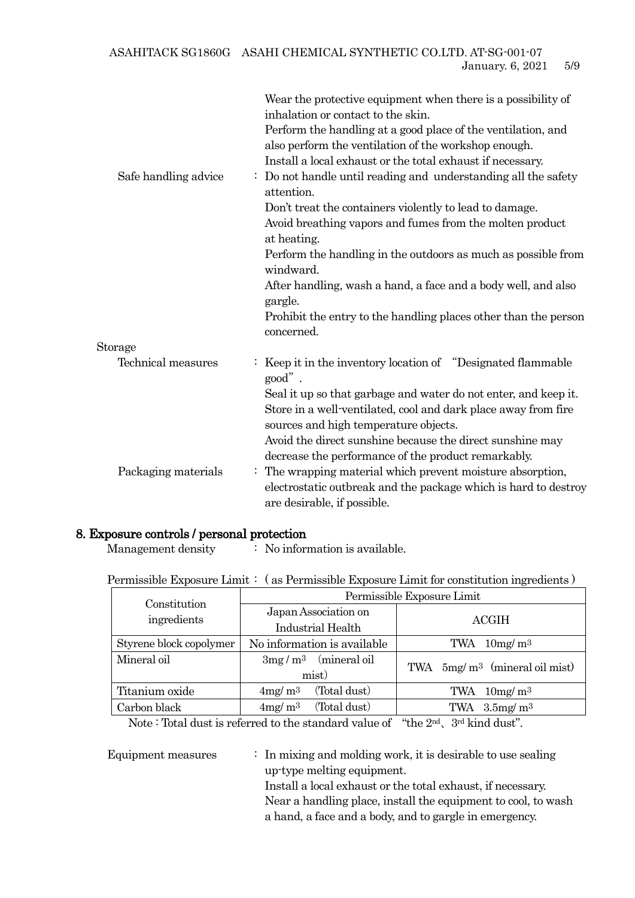Wear the protective equipment when there is a possibility of inhalation or contact to the skin.
Perform the handling at a good place of the ventilation, and also perform the ventilation of the workshop enough.
Install a local exhaust or the total exhaust if necessary.

Safe handling advice : Do not handle until reading and understanding all the safety attention.
Don't treat the containers violently to lead to damage.
Avoid breathing vapors and fumes from the molten product at heating.
Perform the handling in the outdoors as much as possible from windward.
After handling, wash a hand, a face and a body well, and also gargle.
Prohibit the entry to the handling places other than the person concerned.

Storage

Technical measures : Keep it in the inventory location of "Designated flammable good".
Seal it up so that garbage and water do not enter, and keep it.
Store in a well-ventilated, cool and dark place away from fire sources and high temperature objects.
Avoid the direct sunshine because the direct sunshine may decrease the performance of the product remarkably.

Packaging materials : The wrapping material which prevent moisture absorption, electrostatic outbreak and the package which is hard to destroy are desirable, if possible.

## 8. Exposure controls / personal protection

Management density : No information is available.

Permissible Exposure Limit : ( as Permissible Exposure Limit for constitution ingredients )

| Constitution ingredients | Permissible Exposure Limit | |
|---|---|---|
| | Japan Association on Industrial Health | ACGIH |
| Styrene block copolymer | No information is available | TWA 10mg/ $m^3$ |
| Mineral oil | 3mg / $m^3$ (mineral oil mist) | TWA 5mg/ $m^3$ (mineral oil mist) |
| Titanium oxide | 4mg/ $m^3$ (Total dust) | TWA 10mg/ $m^3$ |
| Carbon black | 4mg/ $m^3$ (Total dust) | TWA 3.5mg/ $m^3$ |

Note : Total dust is referred to the standard value of "the 2nd、3rd kind dust".

Equipment measures : In mixing and molding work, it is desirable to use sealing up-type melting equipment.
Install a local exhaust or the total exhaust, if necessary.
Near a handling place, install the equipment to cool, to wash a hand, a face and a body, and to gargle in emergency.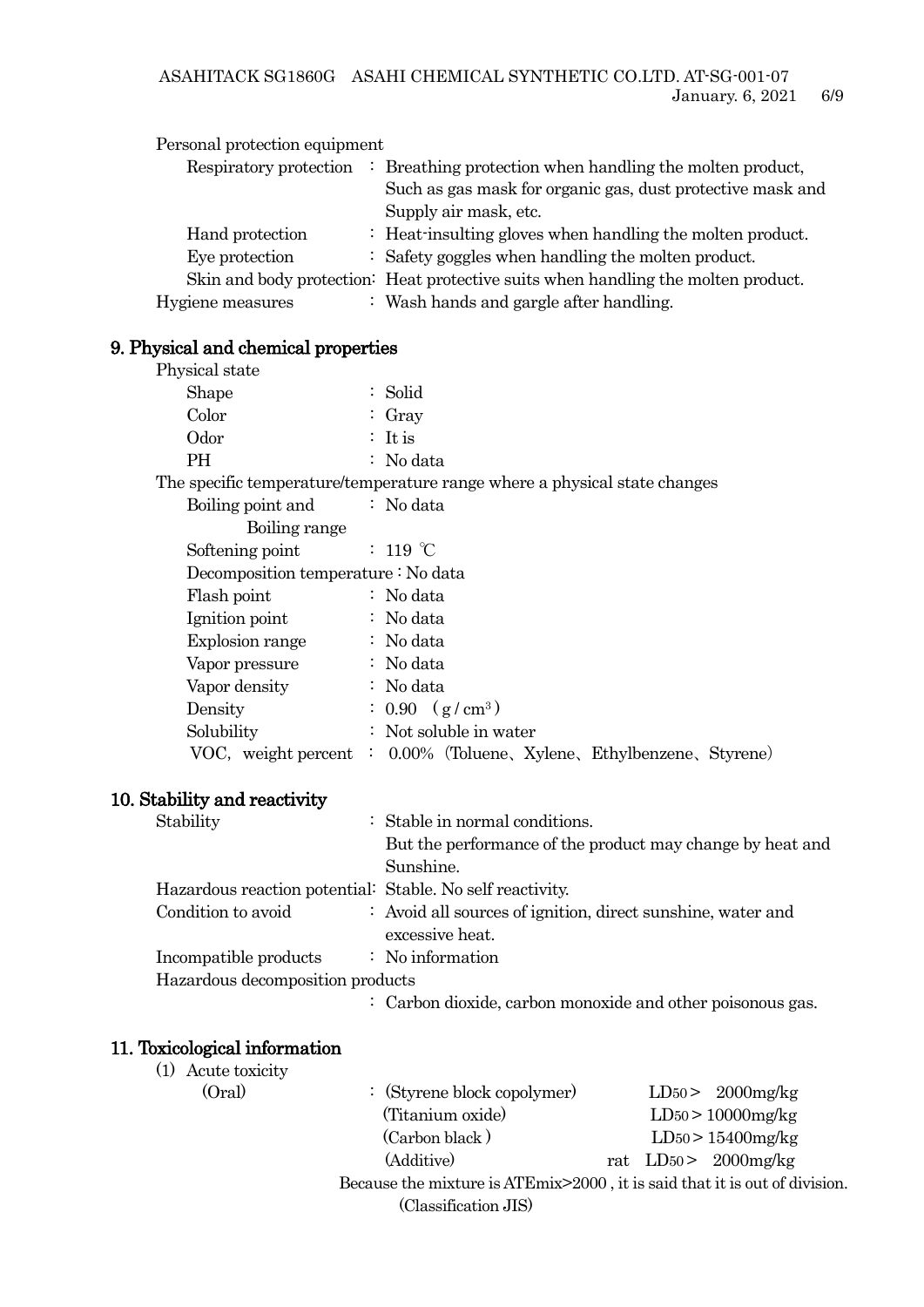Personal protection equipment

- Respiratory protection : Breathing protection when handling the molten product, Such as gas mask for organic gas, dust protective mask and Supply air mask, etc.
- Hand protection : Heat-insulting gloves when handling the molten product.
- Eye protection : Safety goggles when handling the molten product.
- Skin and body protection: Heat protective suits when handling the molten product.

Hygiene measures : Wash hands and gargle after handling.

## 9. Physical and chemical properties

Physical state

- Shape : Solid
- Color : Gray
- Odor : It is
- PH : No data

The specific temperature/temperature range where a physical state changes

- Boiling point and Boiling range : No data
- Softening point : 119 ℃
- Decomposition temperature : No data
- Flash point : No data
- Ignition point : No data
- Explosion range : No data
- Vapor pressure : No data
- Vapor density : No data
- Density : 0.90 （$g/cm^3$）
- Solubility : Not soluble in water
- VOC, weight percent : 0.00%（Toluene、Xylene、Ethylbenzene、Styrene）

## 10. Stability and reactivity

- Stability : Stable in normal conditions. But the performance of the product may change by heat and Sunshine.
- Hazardous reaction potential: Stable. No self reactivity.
- Condition to avoid : Avoid all sources of ignition, direct sunshine, water and excessive heat.
- Incompatible products : No information
- Hazardous decomposition products : Carbon dioxide, carbon monoxide and other poisonous gas.

## 11. Toxicological information

(1) Acute toxicity

(Oral) :

| Component | |
|---|---|
| (Styrene block copolymer) | $LD_{50}$ > 2000mg/kg |
| (Titanium oxide) | $LD_{50}$ > 10000mg/kg |
| (Carbon black) | $LD_{50}$ > 15400mg/kg |
| (Additive) | rat $LD_{50}$ > 2000mg/kg |

Because the mixture is ATEmix>2000 , it is said that it is out of division. (Classification JIS)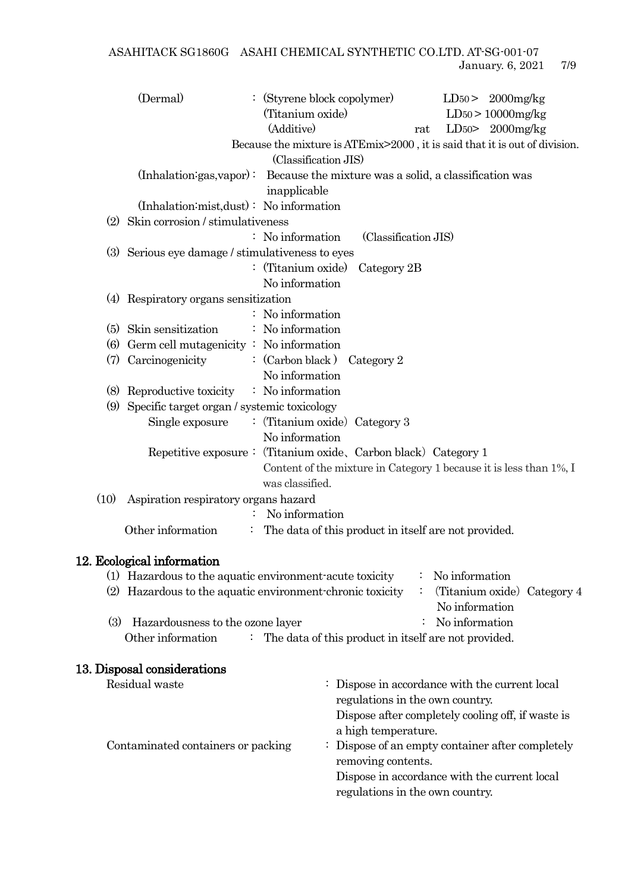(Dermal) : (Styrene block copolymer) $LD_{50}$ > 2000mg/kg
(Titanium oxide) $LD_{50}$ > 10000mg/kg
(Additive) rat $LD_{50}$> 2000mg/kg

Because the mixture is ATEmix>2000 , it is said that it is out of division. (Classification JIS)

(Inhalation:gas,vapor) : Because the mixture was a solid, a classification was inapplicable

(Inhalation:mist,dust) : No information

(2) Skin corrosion / stimulativeness
: No information (Classification JIS)

(3) Serious eye damage / stimulativeness to eyes
: (Titanium oxide) Category 2B
No information

(4) Respiratory organs sensitization
: No information

(5) Skin sensitization : No information

(6) Germ cell mutagenicity : No information

(7) Carcinogenicity : (Carbon black ) Category 2
No information

(8) Reproductive toxicity : No information

(9) Specific target organ / systemic toxicology
Single exposure : (Titanium oxide) Category 3
No information
Repetitive exposure : (Titanium oxide、Carbon black) Category 1
Content of the mixture in Category 1 because it is less than 1%, I was classified.

(10) Aspiration respiratory organs hazard
: No information

Other information : The data of this product in itself are not provided.

## 12. Ecological information

(1) Hazardous to the aquatic environment-acute toxicity : No information

(2) Hazardous to the aquatic environment-chronic toxicity : (Titanium oxide) Category 4
No information

(3) Hazardousness to the ozone layer : No information

Other information : The data of this product in itself are not provided.

## 13. Disposal considerations

Residual waste : Dispose in accordance with the current local regulations in the own country.
Dispose after completely cooling off, if waste is a high temperature.

Contaminated containers or packing : Dispose of an empty container after completely removing contents.
Dispose in accordance with the current local regulations in the own country.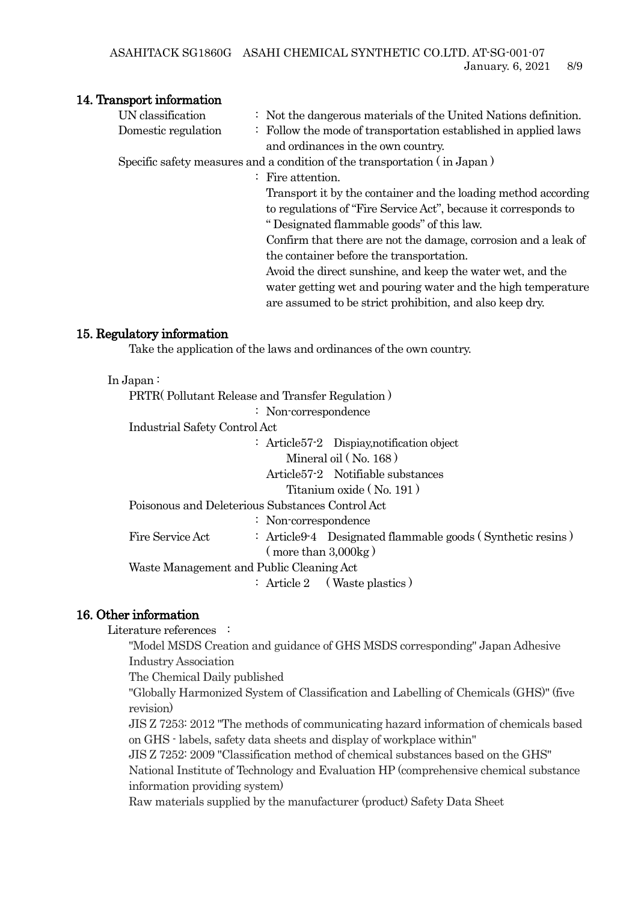## 14. Transport information

UN classification　　：Not the dangerous materials of the United Nations definition.

Domestic regulation　：Follow the mode of transportation established in applied laws and ordinances in the own country.

Specific safety measures and a condition of the transportation ( in Japan )

： Fire attention.

Transport it by the container and the loading method according to regulations of "Fire Service Act", because it corresponds to " Designated flammable goods" of this law.

Confirm that there are not the damage, corrosion and a leak of the container before the transportation.

Avoid the direct sunshine, and keep the water wet, and the water getting wet and pouring water and the high temperature are assumed to be strict prohibition, and also keep dry.

## 15. Regulatory information

Take the application of the laws and ordinances of the own country.

In Japan：

PRTR( Pollutant Release and Transfer Regulation )

： Non-correspondence

Industrial Safety Control Act

： Article57-2　Dispiay,notification object

Mineral oil ( No. 168 )

Article57-2　Notifiable substances

Titanium oxide ( No. 191 )

Poisonous and Deleterious Substances Control Act

： Non-correspondence

Fire Service Act　：Article9-4　Designated flammable goods ( Synthetic resins ) ( more than 3,000kg )

Waste Management and Public Cleaning Act

： Article 2　( Waste plastics )

## 16. Other information

Literature references　：

"Model MSDS Creation and guidance of GHS MSDS corresponding" Japan Adhesive Industry Association

The Chemical Daily published

"Globally Harmonized System of Classification and Labelling of Chemicals (GHS)" (five revision)

JIS Z 7253: 2012 "The methods of communicating hazard information of chemicals based on GHS - labels, safety data sheets and display of workplace within"

JIS Z 7252: 2009 "Classification method of chemical substances based on the GHS"

National Institute of Technology and Evaluation HP (comprehensive chemical substance information providing system)

Raw materials supplied by the manufacturer (product) Safety Data Sheet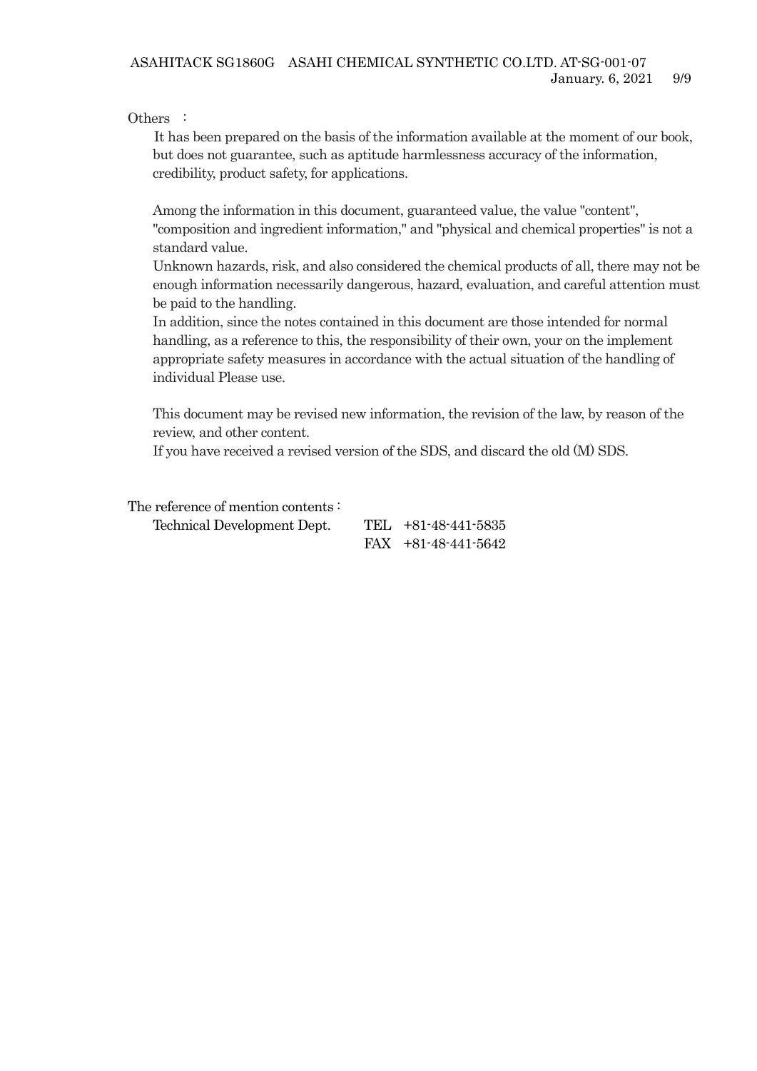Others ：

It has been prepared on the basis of the information available at the moment of our book, but does not guarantee, such as aptitude harmlessness accuracy of the information, credibility, product safety, for applications.

Among the information in this document, guaranteed value, the value "content", "composition and ingredient information," and "physical and chemical properties" is not a standard value.
Unknown hazards, risk, and also considered the chemical products of all, there may not be enough information necessarily dangerous, hazard, evaluation, and careful attention must be paid to the handling.
In addition, since the notes contained in this document are those intended for normal handling, as a reference to this, the responsibility of their own, your on the implement appropriate safety measures in accordance with the actual situation of the handling of individual Please use.

This document may be revised new information, the revision of the law, by reason of the review, and other content.
If you have received a revised version of the SDS, and discard the old (M) SDS.

The reference of mention contents：

| | |
|---|---|
| Technical Development Dept. | TEL +81-48-441-5835 |
| | FAX +81-48-441-5642 |